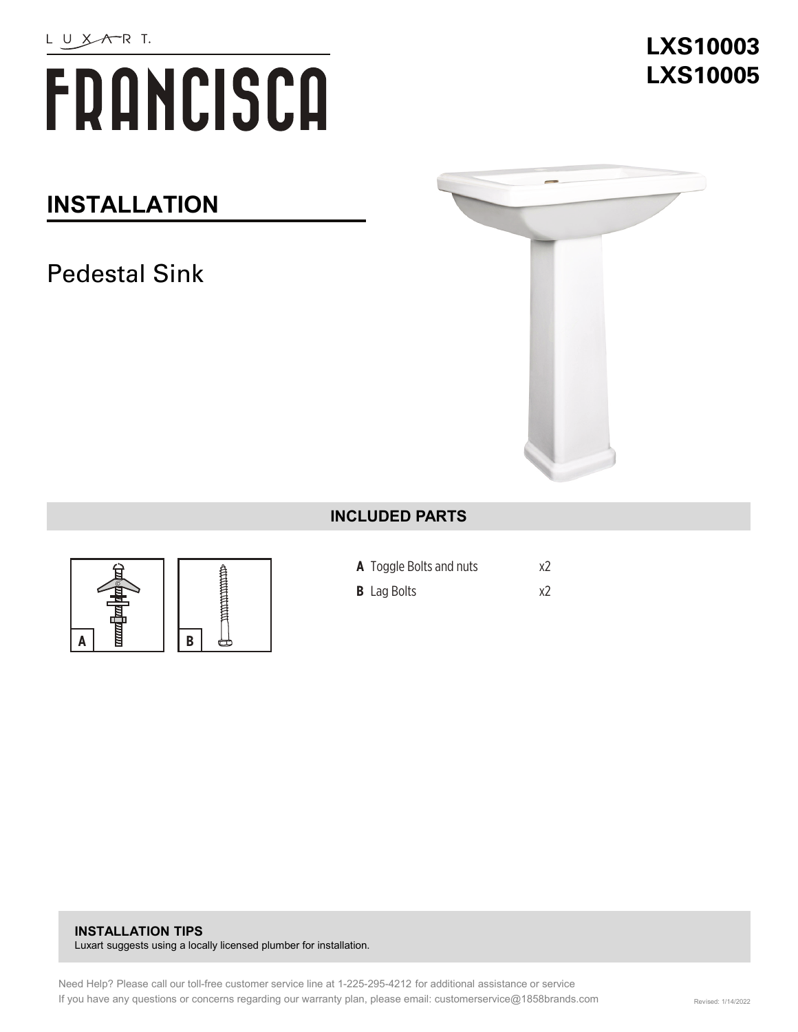LUXART.

# FRANCISCA

**LXS10003**
**LXS10005**

## INSTALLATION

Pedestal Sink

### INCLUDED PARTS

| | | |
|---|---|---|
| **A** | Toggle Bolts and nuts | x2 |
| **B** | Lag Bolts | x2 |

**INSTALLATION TIPS**
Luxart suggests using a locally licensed plumber for installation.

Need Help? Please call our toll-free customer service line at 1-225-295-4212 for additional assistance or service
If you have any questions or concerns regarding our warranty plan, please email: customerservice@1858brands.com

Revised: 1/14/2022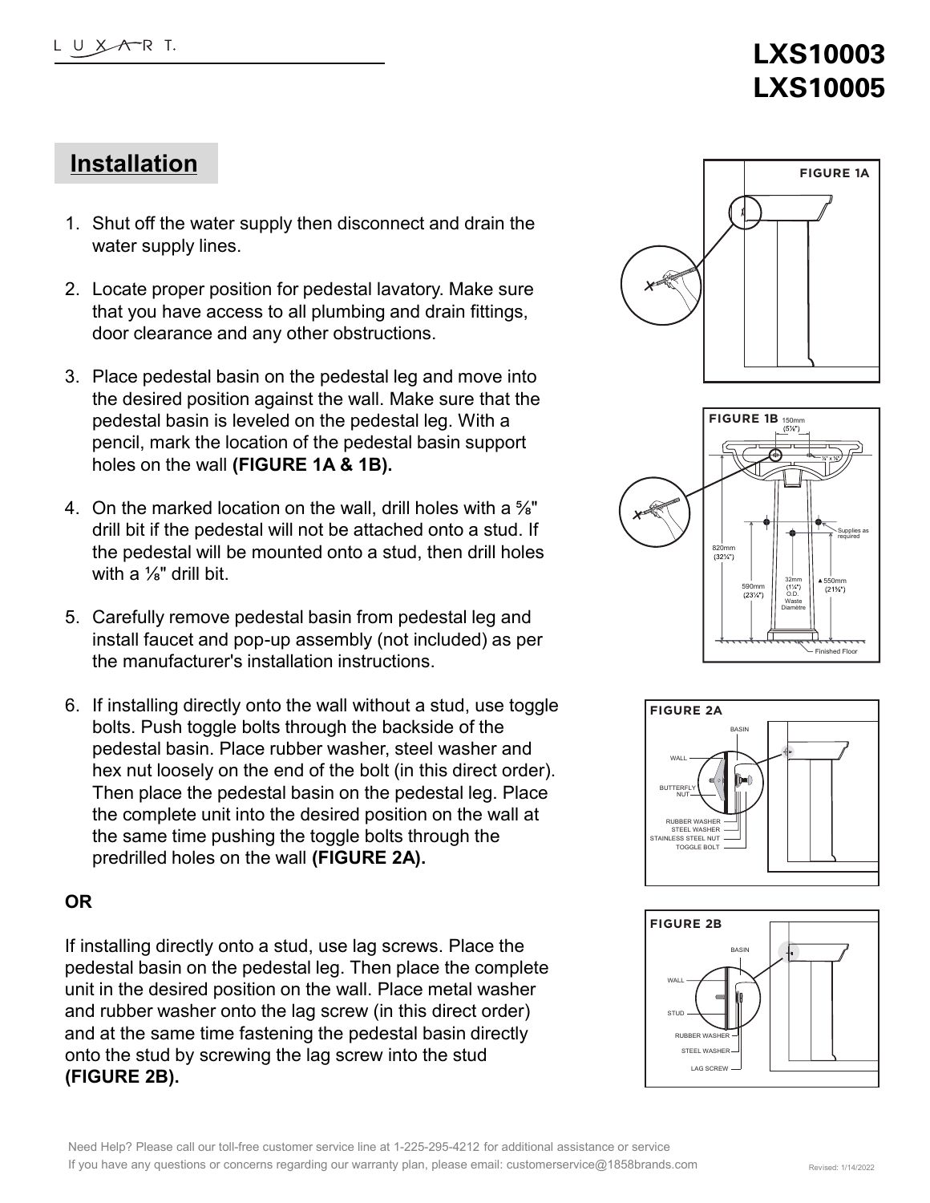LXS10003
LXS10005

## Installation

1. Shut off the water supply then disconnect and drain the water supply lines.
2. Locate proper position for pedestal lavatory. Make sure that you have access to all plumbing and drain fittings, door clearance and any other obstructions.
3. Place pedestal basin on the pedestal leg and move into the desired position against the wall. Make sure that the pedestal basin is leveled on the pedestal leg. With a pencil, mark the location of the pedestal basin support holes on the wall **(FIGURE 1A & 1B).**
4. On the marked location on the wall, drill holes with a ⅝" drill bit if the pedestal will not be attached onto a stud. If the pedestal will be mounted onto a stud, then drill holes with a ⅛" drill bit.
5. Carefully remove pedestal basin from pedestal leg and install faucet and pop-up assembly (not included) as per the manufacturer's installation instructions.
6. If installing directly onto the wall without a stud, use toggle bolts. Push toggle bolts through the backside of the pedestal basin. Place rubber washer, steel washer and hex nut loosely on the end of the bolt (in this direct order). Then place the pedestal basin on the pedestal leg. Place the complete unit into the desired position on the wall at the same time pushing the toggle bolts through the predrilled holes on the wall **(FIGURE 2A).**

**OR**

If installing directly onto a stud, use lag screws. Place the pedestal basin on the pedestal leg. Then place the complete unit in the desired position on the wall. Place metal washer and rubber washer onto the lag screw (in this direct order) and at the same time fastening the pedestal basin directly onto the stud by screwing the lag screw into the stud **(FIGURE 2B).**

FIGURE 1A

FIGURE 1B

150mm (5⅞")

¼" x ⅜"

820mm (32¼")

590mm (23¼")

32mm (1¼") O.D. Waste Diamètre

550mm (21⅝")

Supplies as required

Finished Floor

FIGURE 2A

BASIN

WALL

BUTTERFLY NUT

RUBBER WASHER

STEEL WASHER

STAINLESS STEEL NUT

TOGGLE BOLT

FIGURE 2B

BASIN

WALL

STUD

RUBBER WASHER

STEEL WASHER

LAG SCREW

Need Help? Please call our toll-free customer service line at 1-225-295-4212 for additional assistance or service
If you have any questions or concerns regarding our warranty plan, please email: customerservice@1858brands.com

Revised: 1/14/2022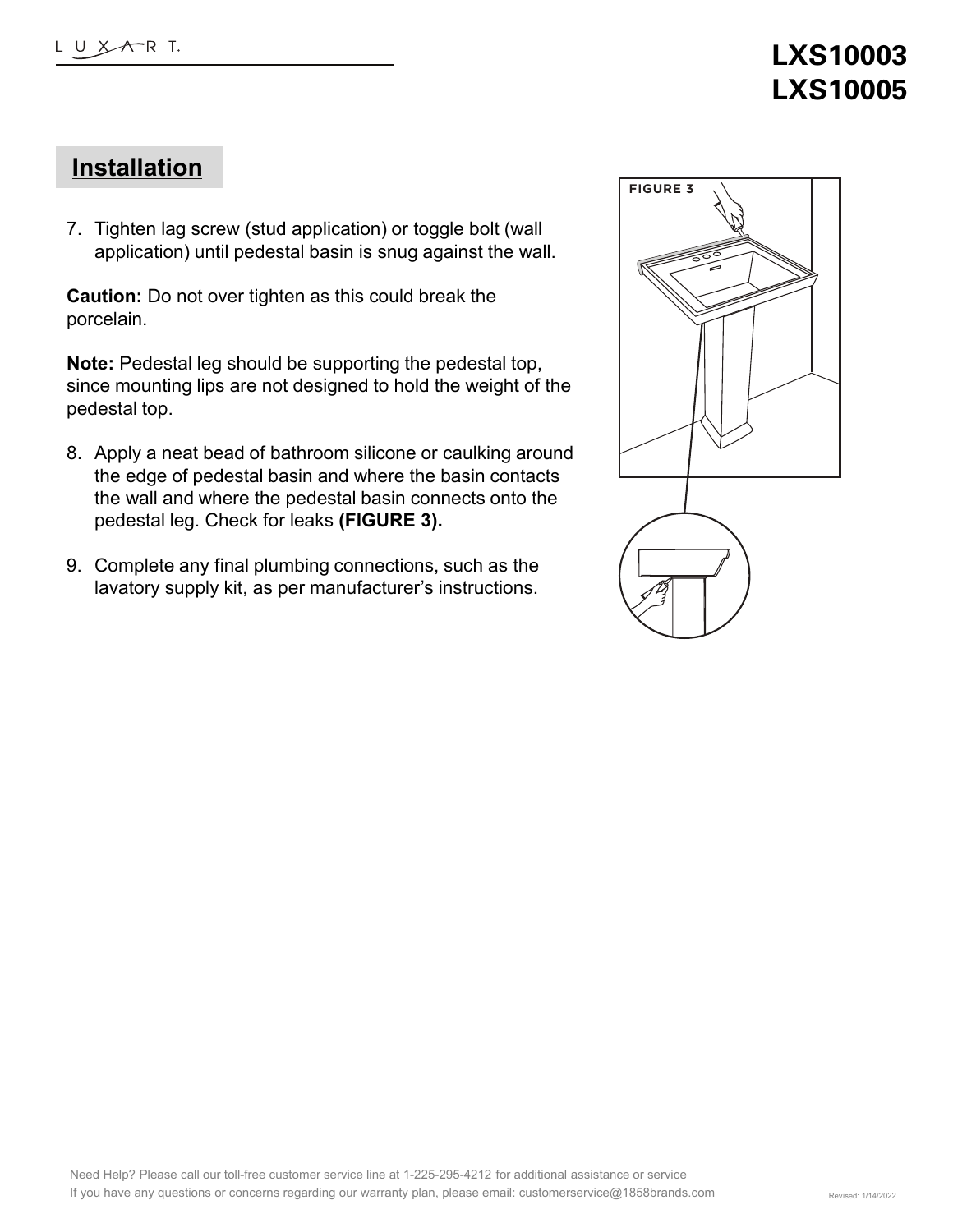# LXS10003
# LXS10005

## Installation

7. Tighten lag screw (stud application) or toggle bolt (wall application) until pedestal basin is snug against the wall.

**Caution:** Do not over tighten as this could break the porcelain.

**Note:** Pedestal leg should be supporting the pedestal top, since mounting lips are not designed to hold the weight of the pedestal top.

8. Apply a neat bead of bathroom silicone or caulking around the edge of pedestal basin and where the basin contacts the wall and where the pedestal basin connects onto the pedestal leg. Check for leaks **(FIGURE 3).**

9. Complete any final plumbing connections, such as the lavatory supply kit, as per manufacturer's instructions.

FIGURE 3

Need Help? Please call our toll-free customer service line at 1-225-295-4212 for additional assistance or service
If you have any questions or concerns regarding our warranty plan, please email: customerservice@1858brands.com

Revised: 1/14/2022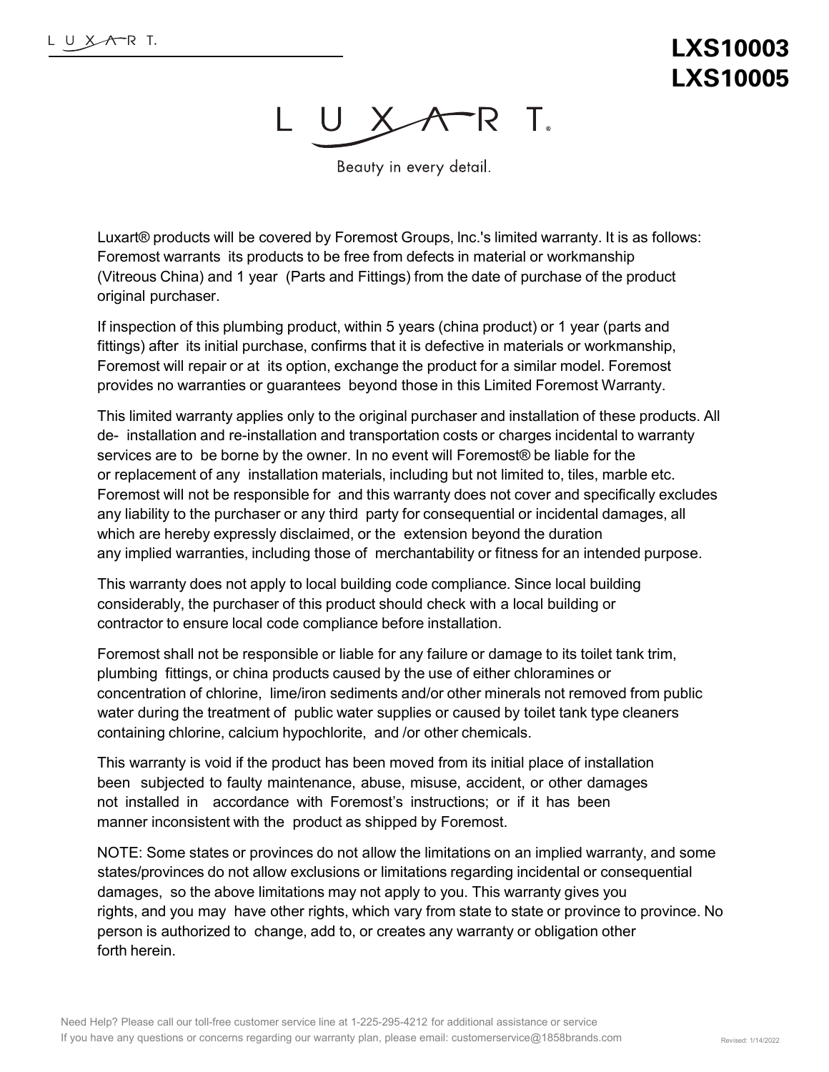# LXS10003
# LXS10005

L U X A R T.

Beauty in every detail.

Luxart® products will be covered by Foremost Groups, Inc.'s limited warranty. It is as follows: Foremost warrants its products to be free from defects in material or workmanship (Vitreous China) and 1 year (Parts and Fittings) from the date of purchase of the product original purchaser.

If inspection of this plumbing product, within 5 years (china product) or 1 year (parts and fittings) after its initial purchase, confirms that it is defective in materials or workmanship, Foremost will repair or at its option, exchange the product for a similar model. Foremost provides no warranties or guarantees beyond those in this Limited Foremost Warranty.

This limited warranty applies only to the original purchaser and installation of these products. All de- installation and re-installation and transportation costs or charges incidental to warranty services are to be borne by the owner. In no event will Foremost® be liable for the or replacement of any installation materials, including but not limited to, tiles, marble etc. Foremost will not be responsible for and this warranty does not cover and specifically excludes any liability to the purchaser or any third party for consequential or incidental damages, all which are hereby expressly disclaimed, or the extension beyond the duration any implied warranties, including those of merchantability or fitness for an intended purpose.

This warranty does not apply to local building code compliance. Since local building considerably, the purchaser of this product should check with a local building or contractor to ensure local code compliance before installation.

Foremost shall not be responsible or liable for any failure or damage to its toilet tank trim, plumbing fittings, or china products caused by the use of either chloramines or concentration of chlorine, lime/iron sediments and/or other minerals not removed from public water during the treatment of public water supplies or caused by toilet tank type cleaners containing chlorine, calcium hypochlorite, and /or other chemicals.

This warranty is void if the product has been moved from its initial place of installation been subjected to faulty maintenance, abuse, misuse, accident, or other damages not installed in accordance with Foremost's instructions; or if it has been manner inconsistent with the product as shipped by Foremost.

NOTE: Some states or provinces do not allow the limitations on an implied warranty, and some states/provinces do not allow exclusions or limitations regarding incidental or consequential damages, so the above limitations may not apply to you. This warranty gives you rights, and you may have other rights, which vary from state to state or province to province. No person is authorized to change, add to, or creates any warranty or obligation other forth herein.

Need Help? Please call our toll-free customer service line at 1-225-295-4212 for additional assistance or service
If you have any questions or concerns regarding our warranty plan, please email: customerservice@1858brands.com

Revised: 1/14/2022